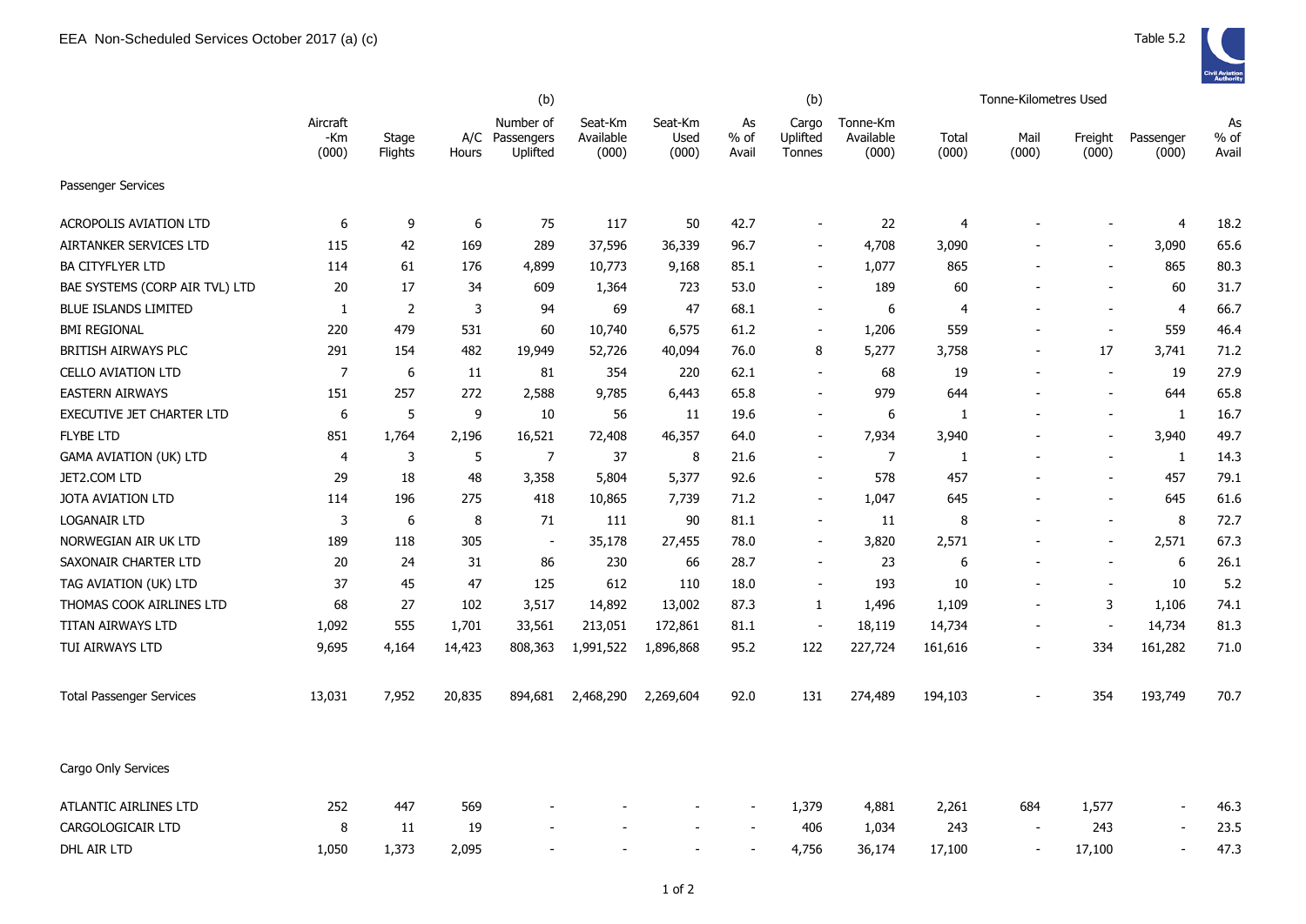# EEA Non-Scheduled Services October 2017 (a) (c)

Table 5.2

| | Aircraft -Km (000) | Stage Flights | A/C Hours | (b) Number of Passengers Uplifted | Seat-Km Available (000) | Seat-Km Used (000) | As % of Avail | (b) Cargo Uplifted Tonnes | Tonne-Km Available (000) | Tonne-Kilometres Used Total (000) | Mail (000) | Freight (000) | Passenger (000) | As % of Avail |
|---|---|---|---|---|---|---|---|---|---|---|---|---|---|---|
| **Passenger Services** | | | | | | | | | | | | | | |
| ACROPOLIS AVIATION LTD | 6 | 9 | 6 | 75 | 117 | 50 | 42.7 | - | 22 | 4 | - | - | 4 | 18.2 |
| AIRTANKER SERVICES LTD | 115 | 42 | 169 | 289 | 37,596 | 36,339 | 96.7 | - | 4,708 | 3,090 | - | - | 3,090 | 65.6 |
| BA CITYFLYER LTD | 114 | 61 | 176 | 4,899 | 10,773 | 9,168 | 85.1 | - | 1,077 | 865 | - | - | 865 | 80.3 |
| BAE SYSTEMS (CORP AIR TVL) LTD | 20 | 17 | 34 | 609 | 1,364 | 723 | 53.0 | - | 189 | 60 | - | - | 60 | 31.7 |
| BLUE ISLANDS LIMITED | 1 | 2 | 3 | 94 | 69 | 47 | 68.1 | - | 6 | 4 | - | - | 4 | 66.7 |
| BMI REGIONAL | 220 | 479 | 531 | 60 | 10,740 | 6,575 | 61.2 | - | 1,206 | 559 | - | - | 559 | 46.4 |
| BRITISH AIRWAYS PLC | 291 | 154 | 482 | 19,949 | 52,726 | 40,094 | 76.0 | 8 | 5,277 | 3,758 | - | 17 | 3,741 | 71.2 |
| CELLO AVIATION LTD | 7 | 6 | 11 | 81 | 354 | 220 | 62.1 | - | 68 | 19 | - | - | 19 | 27.9 |
| EASTERN AIRWAYS | 151 | 257 | 272 | 2,588 | 9,785 | 6,443 | 65.8 | - | 979 | 644 | - | - | 644 | 65.8 |
| EXECUTIVE JET CHARTER LTD | 6 | 5 | 9 | 10 | 56 | 11 | 19.6 | - | 6 | 1 | - | - | 1 | 16.7 |
| FLYBE LTD | 851 | 1,764 | 2,196 | 16,521 | 72,408 | 46,357 | 64.0 | - | 7,934 | 3,940 | - | - | 3,940 | 49.7 |
| GAMA AVIATION (UK) LTD | 4 | 3 | 5 | 7 | 37 | 8 | 21.6 | - | 7 | 1 | - | - | 1 | 14.3 |
| JET2.COM LTD | 29 | 18 | 48 | 3,358 | 5,804 | 5,377 | 92.6 | - | 578 | 457 | - | - | 457 | 79.1 |
| JOTA AVIATION LTD | 114 | 196 | 275 | 418 | 10,865 | 7,739 | 71.2 | - | 1,047 | 645 | - | - | 645 | 61.6 |
| LOGANAIR LTD | 3 | 6 | 8 | 71 | 111 | 90 | 81.1 | - | 11 | 8 | - | - | 8 | 72.7 |
| NORWEGIAN AIR UK LTD | 189 | 118 | 305 | - | 35,178 | 27,455 | 78.0 | - | 3,820 | 2,571 | - | - | 2,571 | 67.3 |
| SAXONAIR CHARTER LTD | 20 | 24 | 31 | 86 | 230 | 66 | 28.7 | - | 23 | 6 | - | - | 6 | 26.1 |
| TAG AVIATION (UK) LTD | 37 | 45 | 47 | 125 | 612 | 110 | 18.0 | - | 193 | 10 | - | - | 10 | 5.2 |
| THOMAS COOK AIRLINES LTD | 68 | 27 | 102 | 3,517 | 14,892 | 13,002 | 87.3 | 1 | 1,496 | 1,109 | - | 3 | 1,106 | 74.1 |
| TITAN AIRWAYS LTD | 1,092 | 555 | 1,701 | 33,561 | 213,051 | 172,861 | 81.1 | - | 18,119 | 14,734 | - | - | 14,734 | 81.3 |
| TUI AIRWAYS LTD | 9,695 | 4,164 | 14,423 | 808,363 | 1,991,522 | 1,896,868 | 95.2 | 122 | 227,724 | 161,616 | - | 334 | 161,282 | 71.0 |
| Total Passenger Services | 13,031 | 7,952 | 20,835 | 894,681 | 2,468,290 | 2,269,604 | 92.0 | 131 | 274,489 | 194,103 | - | 354 | 193,749 | 70.7 |
| **Cargo Only Services** | | | | | | | | | | | | | | |
| ATLANTIC AIRLINES LTD | 252 | 447 | 569 | - | - | - | - | 1,379 | 4,881 | 2,261 | 684 | 1,577 | - | 46.3 |
| CARGOLOGICAIR LTD | 8 | 11 | 19 | - | - | - | - | 406 | 1,034 | 243 | - | 243 | - | 23.5 |
| DHL AIR LTD | 1,050 | 1,373 | 2,095 | - | - | - | - | 4,756 | 36,174 | 17,100 | - | 17,100 | - | 47.3 |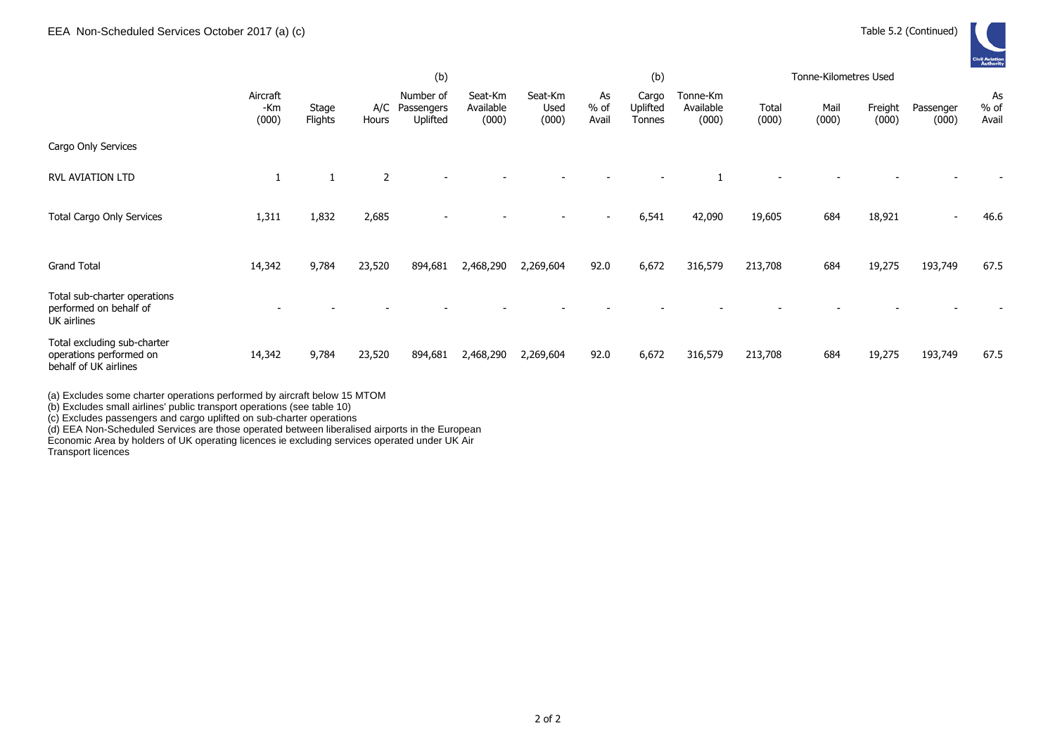EEA Non-Scheduled Services October 2017 (a) (c)

Table 5.2 (Continued)

| | Aircraft -Km (000) | Stage Flights | A/C Hours | (b) Number of Passengers Uplifted | Seat-Km Available (000) | Seat-Km Used (000) | As % of Avail | (b) Cargo Uplifted Tonnes | Tonne-Km Available (000) | Tonne-Kilometres Used Total (000) | Mail (000) | Freight (000) | Passenger (000) | As % of Avail |
|---|---|---|---|---|---|---|---|---|---|---|---|---|---|---|
| Cargo Only Services | | | | | | | | | | | | | | |
| RVL AVIATION LTD | 1 | 1 | 2 | - | - | - | - | - | 1 | - | - | - | - | - |
| Total Cargo Only Services | 1,311 | 1,832 | 2,685 | - | - | - | - | 6,541 | 42,090 | 19,605 | 684 | 18,921 | - | 46.6 |
| Grand Total | 14,342 | 9,784 | 23,520 | 894,681 | 2,468,290 | 2,269,604 | 92.0 | 6,672 | 316,579 | 213,708 | 684 | 19,275 | 193,749 | 67.5 |
| Total sub-charter operations performed on behalf of UK airlines | - | - | - | - | - | - | - | - | - | - | - | - | - | - |
| Total excluding sub-charter operations performed on behalf of UK airlines | 14,342 | 9,784 | 23,520 | 894,681 | 2,468,290 | 2,269,604 | 92.0 | 6,672 | 316,579 | 213,708 | 684 | 19,275 | 193,749 | 67.5 |

(a) Excludes some charter operations performed by aircraft below 15 MTOM
(b) Excludes small airlines' public transport operations (see table 10)
(c) Excludes passengers and cargo uplifted on sub-charter operations
(d) EEA Non-Scheduled Services are those operated between liberalised airports in the European Economic Area by holders of UK operating licences ie excluding services operated under UK Air Transport licences